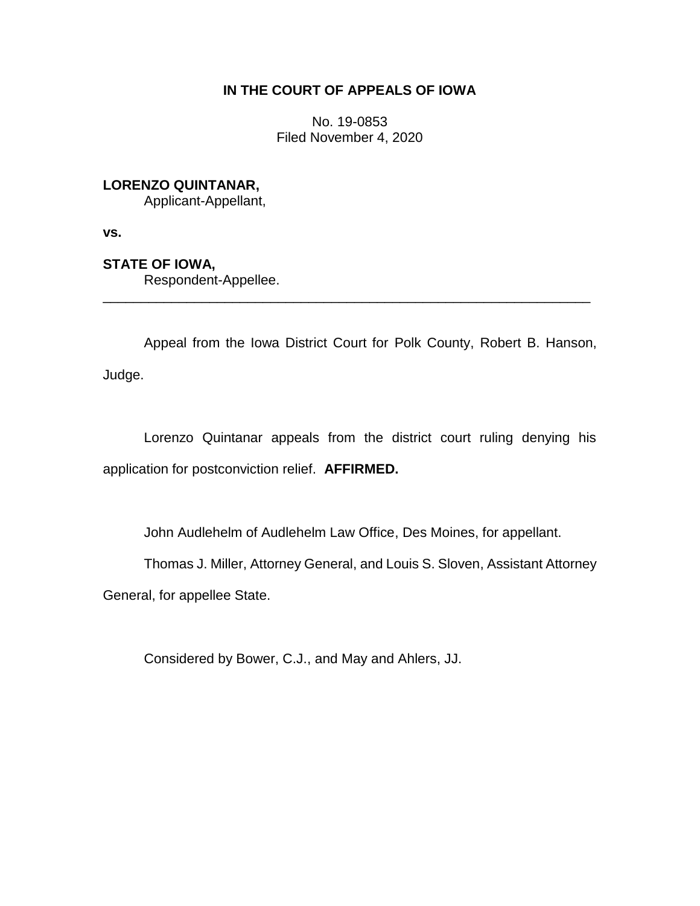# IN THE COURT OF APPEALS OF IOWA

No. 19-0853
Filed November 4, 2020

**LORENZO QUINTANAR,**
Applicant-Appellant,

**vs.**

**STATE OF IOWA,**
Respondent-Appellee.

---

Appeal from the Iowa District Court for Polk County, Robert B. Hanson, Judge.

Lorenzo Quintanar appeals from the district court ruling denying his application for postconviction relief. **AFFIRMED.**

John Audlehelm of Audlehelm Law Office, Des Moines, for appellant.

Thomas J. Miller, Attorney General, and Louis S. Sloven, Assistant Attorney General, for appellee State.

Considered by Bower, C.J., and May and Ahlers, JJ.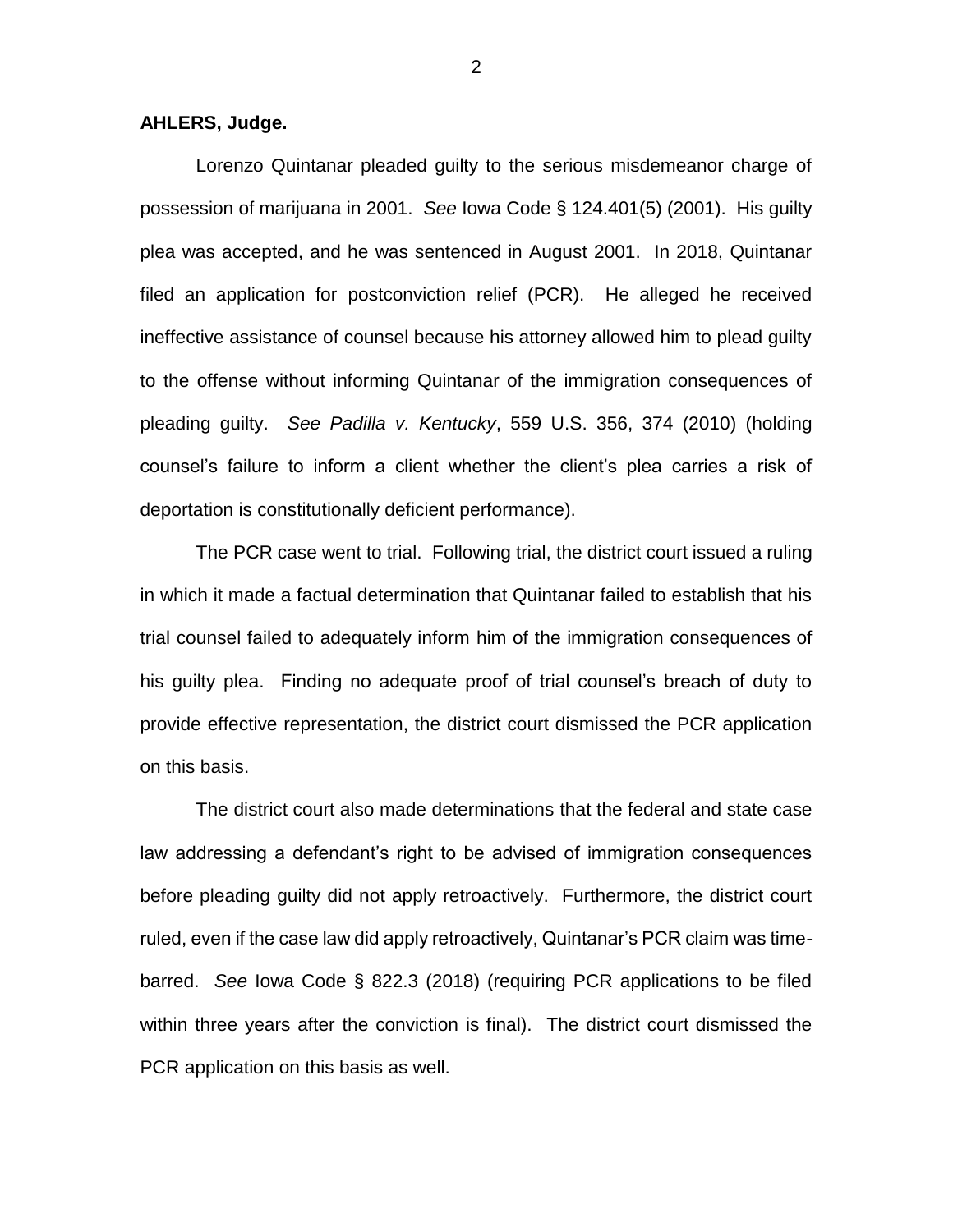**AHLERS, Judge.**

Lorenzo Quintanar pleaded guilty to the serious misdemeanor charge of possession of marijuana in 2001. *See* Iowa Code § 124.401(5) (2001). His guilty plea was accepted, and he was sentenced in August 2001. In 2018, Quintanar filed an application for postconviction relief (PCR). He alleged he received ineffective assistance of counsel because his attorney allowed him to plead guilty to the offense without informing Quintanar of the immigration consequences of pleading guilty. *See Padilla v. Kentucky*, 559 U.S. 356, 374 (2010) (holding counsel's failure to inform a client whether the client's plea carries a risk of deportation is constitutionally deficient performance).

The PCR case went to trial. Following trial, the district court issued a ruling in which it made a factual determination that Quintanar failed to establish that his trial counsel failed to adequately inform him of the immigration consequences of his guilty plea. Finding no adequate proof of trial counsel's breach of duty to provide effective representation, the district court dismissed the PCR application on this basis.

The district court also made determinations that the federal and state case law addressing a defendant's right to be advised of immigration consequences before pleading guilty did not apply retroactively. Furthermore, the district court ruled, even if the case law did apply retroactively, Quintanar's PCR claim was time-barred. *See* Iowa Code § 822.3 (2018) (requiring PCR applications to be filed within three years after the conviction is final). The district court dismissed the PCR application on this basis as well.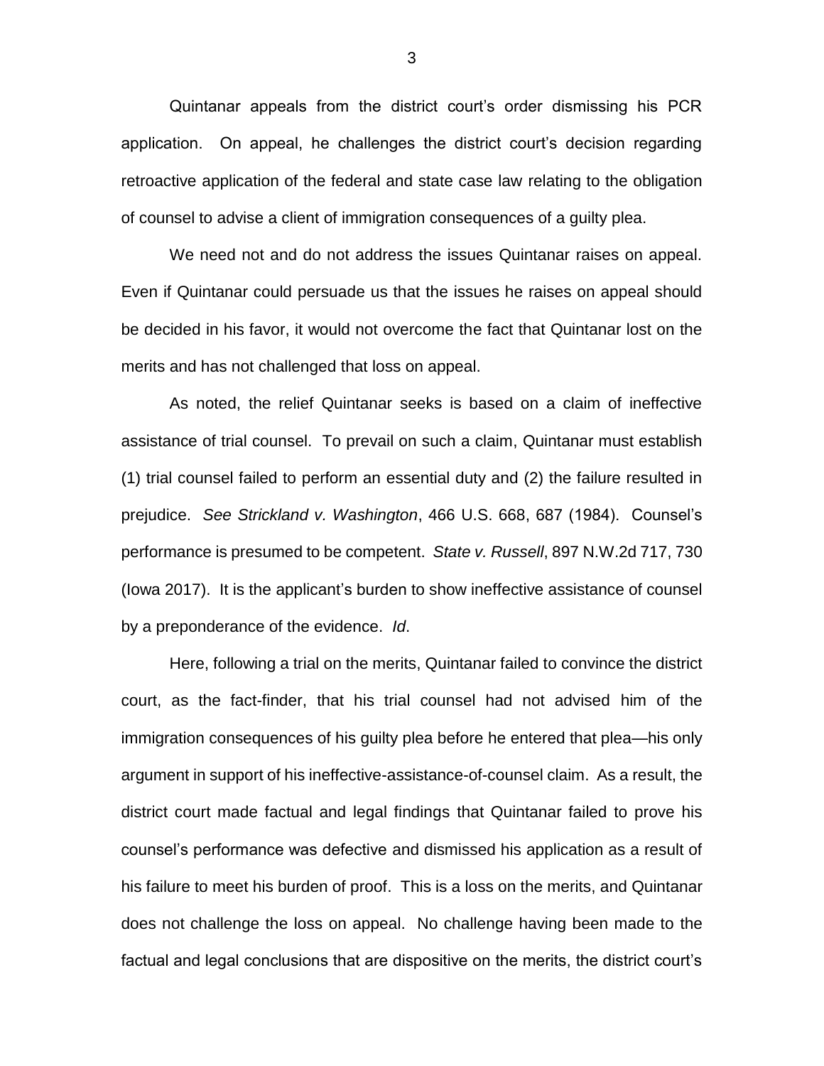Quintanar appeals from the district court's order dismissing his PCR application. On appeal, he challenges the district court's decision regarding retroactive application of the federal and state case law relating to the obligation of counsel to advise a client of immigration consequences of a guilty plea.

We need not and do not address the issues Quintanar raises on appeal. Even if Quintanar could persuade us that the issues he raises on appeal should be decided in his favor, it would not overcome the fact that Quintanar lost on the merits and has not challenged that loss on appeal.

As noted, the relief Quintanar seeks is based on a claim of ineffective assistance of trial counsel. To prevail on such a claim, Quintanar must establish (1) trial counsel failed to perform an essential duty and (2) the failure resulted in prejudice. *See Strickland v. Washington*, 466 U.S. 668, 687 (1984). Counsel's performance is presumed to be competent. *State v. Russell*, 897 N.W.2d 717, 730 (Iowa 2017). It is the applicant's burden to show ineffective assistance of counsel by a preponderance of the evidence. *Id*.

Here, following a trial on the merits, Quintanar failed to convince the district court, as the fact-finder, that his trial counsel had not advised him of the immigration consequences of his guilty plea before he entered that plea—his only argument in support of his ineffective-assistance-of-counsel claim. As a result, the district court made factual and legal findings that Quintanar failed to prove his counsel's performance was defective and dismissed his application as a result of his failure to meet his burden of proof. This is a loss on the merits, and Quintanar does not challenge the loss on appeal. No challenge having been made to the factual and legal conclusions that are dispositive on the merits, the district court's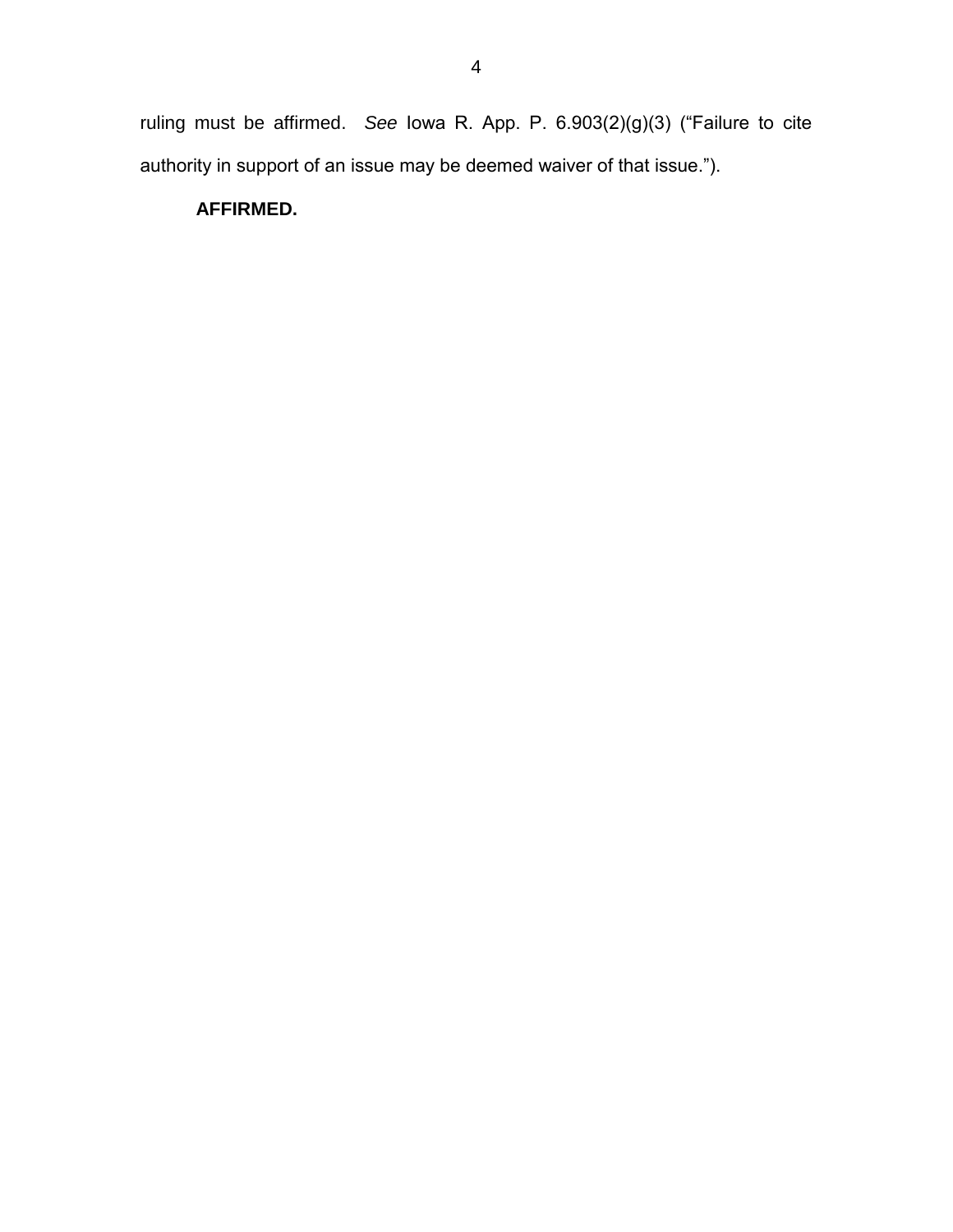ruling must be affirmed. *See* Iowa R. App. P. 6.903(2)(g)(3) ("Failure to cite authority in support of an issue may be deemed waiver of that issue.").

**AFFIRMED.**